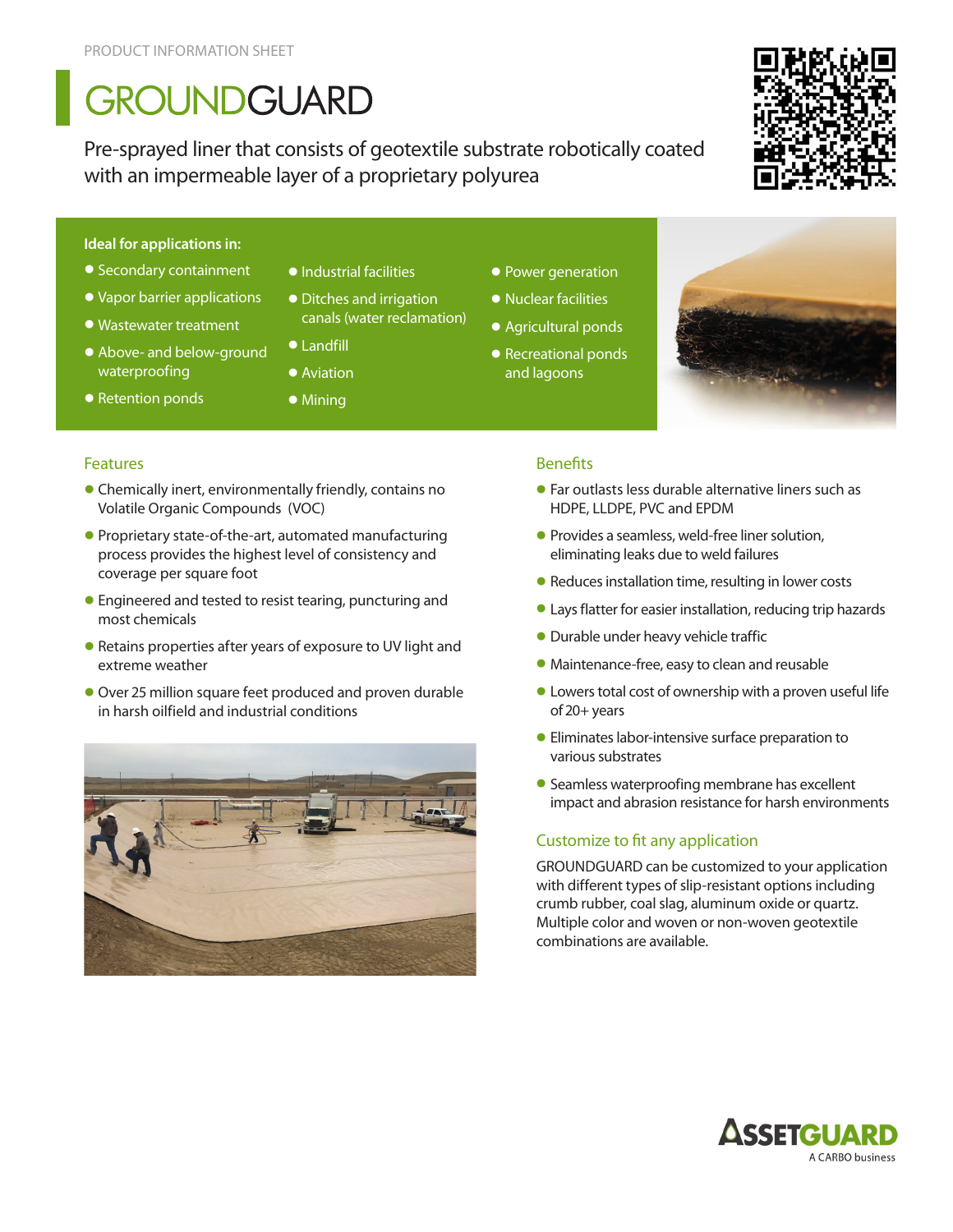PRODUCT INFORMATION SHEET

# GROUNDGUARD

Pre-sprayed liner that consists of geotextile substrate robotically coated with an impermeable layer of a proprietary polyurea

**Ideal for applications in:**

- Secondary containment
- Vapor barrier applications
- Wastewater treatment
- Above- and below-ground waterproofing
- Retention ponds
- Industrial facilities
- Ditches and irrigation canals (water reclamation)
- Landfill
- Aviation
- Mining
- Power generation
- Nuclear facilities
- Agricultural ponds
- Recreational ponds and lagoons

## Features

- Chemically inert, environmentally friendly, contains no Volatile Organic Compounds (VOC)
- Proprietary state-of-the-art, automated manufacturing process provides the highest level of consistency and coverage per square foot
- Engineered and tested to resist tearing, puncturing and most chemicals
- Retains properties after years of exposure to UV light and extreme weather
- Over 25 million square feet produced and proven durable in harsh oilfield and industrial conditions

## Benefits

- Far outlasts less durable alternative liners such as HDPE, LLDPE, PVC and EPDM
- Provides a seamless, weld-free liner solution, eliminating leaks due to weld failures
- Reduces installation time, resulting in lower costs
- Lays flatter for easier installation, reducing trip hazards
- Durable under heavy vehicle traffic
- Maintenance-free, easy to clean and reusable
- Lowers total cost of ownership with a proven useful life of 20+ years
- Eliminates labor-intensive surface preparation to various substrates
- Seamless waterproofing membrane has excellent impact and abrasion resistance for harsh environments

## Customize to fit any application

GROUNDGUARD can be customized to your application with different types of slip-resistant options including crumb rubber, coal slag, aluminum oxide or quartz. Multiple color and woven or non-woven geotextile combinations are available.

ASSETGUARD
A CARBO business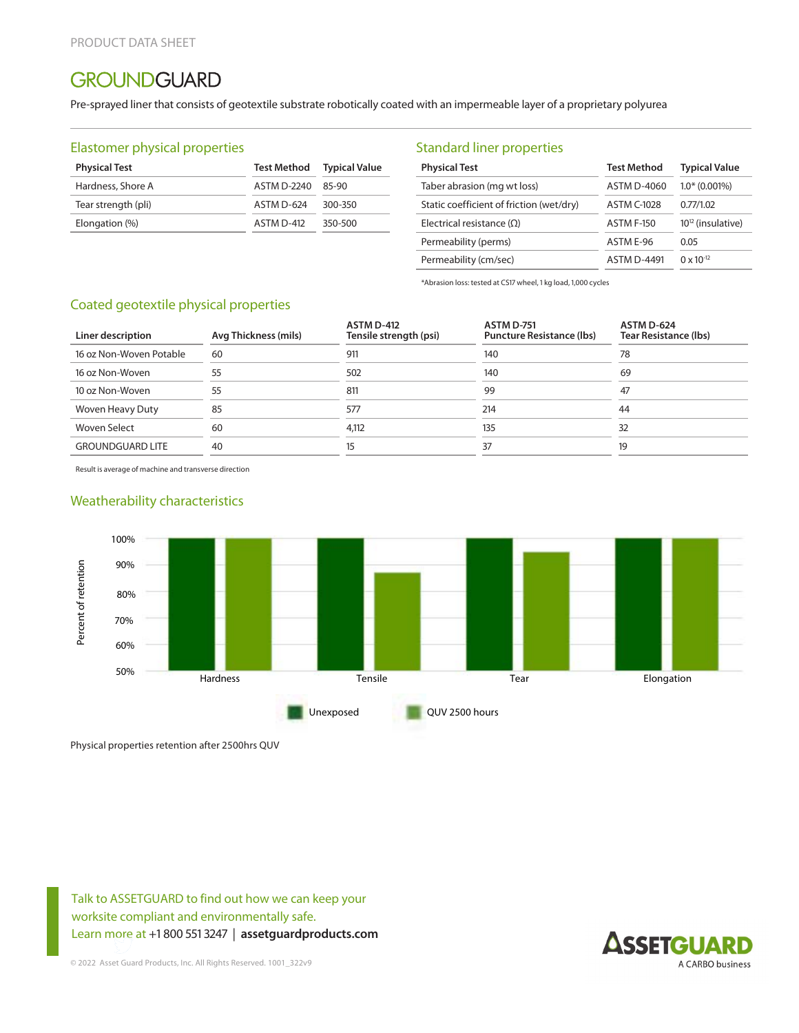PRODUCT DATA SHEET

# GROUNDGUARD

Pre-sprayed liner that consists of geotextile substrate robotically coated with an impermeable layer of a proprietary polyurea

## Elastomer physical properties

| Physical Test | Test Method | Typical Value |
|---|---|---|
| Hardness, Shore A | ASTM D-2240 | 85-90 |
| Tear strength (pli) | ASTM D-624 | 300-350 |
| Elongation (%) | ASTM D-412 | 350-500 |

## Standard liner properties

| Physical Test | Test Method | Typical Value |
|---|---|---|
| Taber abrasion (mg wt loss) | ASTM D-4060 | 1.0* (0.001%) |
| Static coefficient of friction (wet/dry) | ASTM C-1028 | 0.77/1.02 |
| Electrical resistance (Ω) | ASTM F-150 | $10^{12}$ (insulative) |
| Permeability (perms) | ASTM E-96 | 0.05 |
| Permeability (cm/sec) | ASTM D-4491 | $0 \times 10^{-12}$ |

*Abrasion loss: tested at CS17 wheel, 1 kg load, 1,000 cycles

## Coated geotextile physical properties

| Liner description | Avg Thickness (mils) | ASTM D-412 Tensile strength (psi) | ASTM D-751 Puncture Resistance (lbs) | ASTM D-624 Tear Resistance (lbs) |
|---|---|---|---|---|
| 16 oz Non-Woven Potable | 60 | 911 | 140 | 78 |
| 16 oz Non-Woven | 55 | 502 | 140 | 69 |
| 10 oz Non-Woven | 55 | 811 | 99 | 47 |
| Woven Heavy Duty | 85 | 577 | 214 | 44 |
| Woven Select | 60 | 4,112 | 135 | 32 |
| GROUNDGUARD LITE | 40 | 15 | 37 | 19 |

Result is average of machine and transverse direction

## Weatherability characteristics

Percent of retention

100%
90%
80%
70%
60%
50%

Hardness
Tensile
Tear
Elongation

Unexposed
QUV 2500 hours

Physical properties retention after 2500hrs QUV

Talk to ASSETGUARD to find out how we can keep your worksite compliant and environmentally safe.
Learn more at +1 800 551 3247 | **assetguardproducts.com**

© 2022 Asset Guard Products, Inc. All Rights Reserved. 1001_322v9

ASSETGUARD
A CARBO business